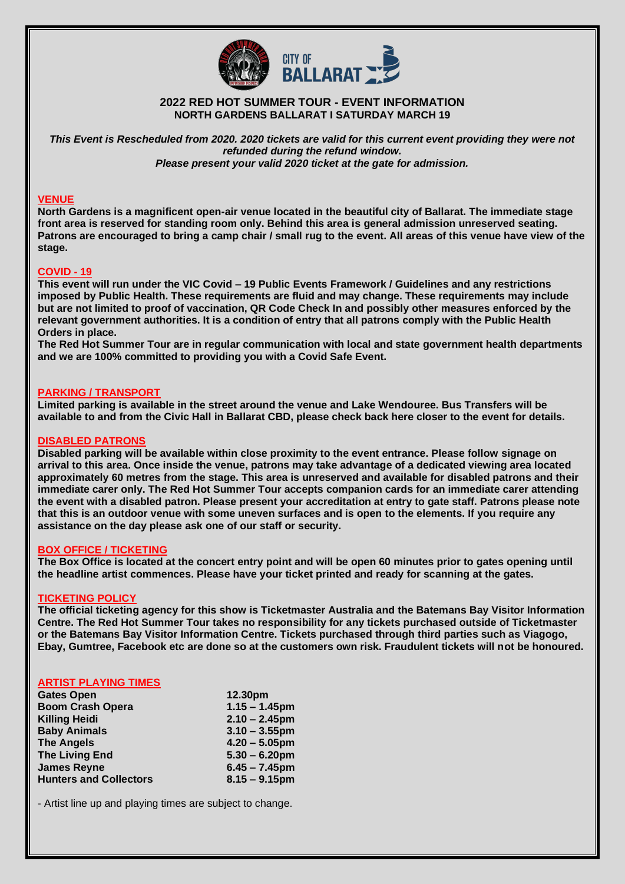## 2022 RED HOT SUMMER TOUR - EVENT INFORMATION
### NORTH GARDENS BALLARAT I SATURDAY MARCH 19

***This Event is Rescheduled from 2020. 2020 tickets are valid for this current event providing they were not refunded during the refund window.***
***Please present your valid 2020 ticket at the gate for admission.***

### VENUE

**North Gardens is a magnificent open-air venue located in the beautiful city of Ballarat. The immediate stage front area is reserved for standing room only. Behind this area is general admission unreserved seating. Patrons are encouraged to bring a camp chair / small rug to the event. All areas of this venue have view of the stage.**

### COVID - 19

**This event will run under the VIC Covid – 19 Public Events Framework / Guidelines and any restrictions imposed by Public Health. These requirements are fluid and may change. These requirements may include but are not limited to proof of vaccination, QR Code Check In and possibly other measures enforced by the relevant government authorities. It is a condition of entry that all patrons comply with the Public Health Orders in place.**

**The Red Hot Summer Tour are in regular communication with local and state government health departments and we are 100% committed to providing you with a Covid Safe Event.**

### PARKING / TRANSPORT

**Limited parking is available in the street around the venue and Lake Wendouree. Bus Transfers will be available to and from the Civic Hall in Ballarat CBD, please check back here closer to the event for details.**

### DISABLED PATRONS

**Disabled parking will be available within close proximity to the event entrance. Please follow signage on arrival to this area. Once inside the venue, patrons may take advantage of a dedicated viewing area located approximately 60 metres from the stage. This area is unreserved and available for disabled patrons and their immediate carer only. The Red Hot Summer Tour accepts companion cards for an immediate carer attending the event with a disabled patron. Please present your accreditation at entry to gate staff. Patrons please note that this is an outdoor venue with some uneven surfaces and is open to the elements. If you require any assistance on the day please ask one of our staff or security.**

### BOX OFFICE / TICKETING

**The Box Office is located at the concert entry point and will be open 60 minutes prior to gates opening until the headline artist commences. Please have your ticket printed and ready for scanning at the gates.**

### TICKETING POLICY

**The official ticketing agency for this show is Ticketmaster Australia and the Batemans Bay Visitor Information Centre. The Red Hot Summer Tour takes no responsibility for any tickets purchased outside of Ticketmaster or the Batemans Bay Visitor Information Centre. Tickets purchased through third parties such as Viagogo, Ebay, Gumtree, Facebook etc are done so at the customers own risk. Fraudulent tickets will not be honoured.**

### ARTIST PLAYING TIMES

| | |
|---|---|
| **Gates Open** | **12.30pm** |
| **Boom Crash Opera** | **1.15 – 1.45pm** |
| **Killing Heidi** | **2.10 – 2.45pm** |
| **Baby Animals** | **3.10 – 3.55pm** |
| **The Angels** | **4.20 – 5.05pm** |
| **The Living End** | **5.30 – 6.20pm** |
| **James Reyne** | **6.45 – 7.45pm** |
| **Hunters and Collectors** | **8.15 – 9.15pm** |

- Artist line up and playing times are subject to change.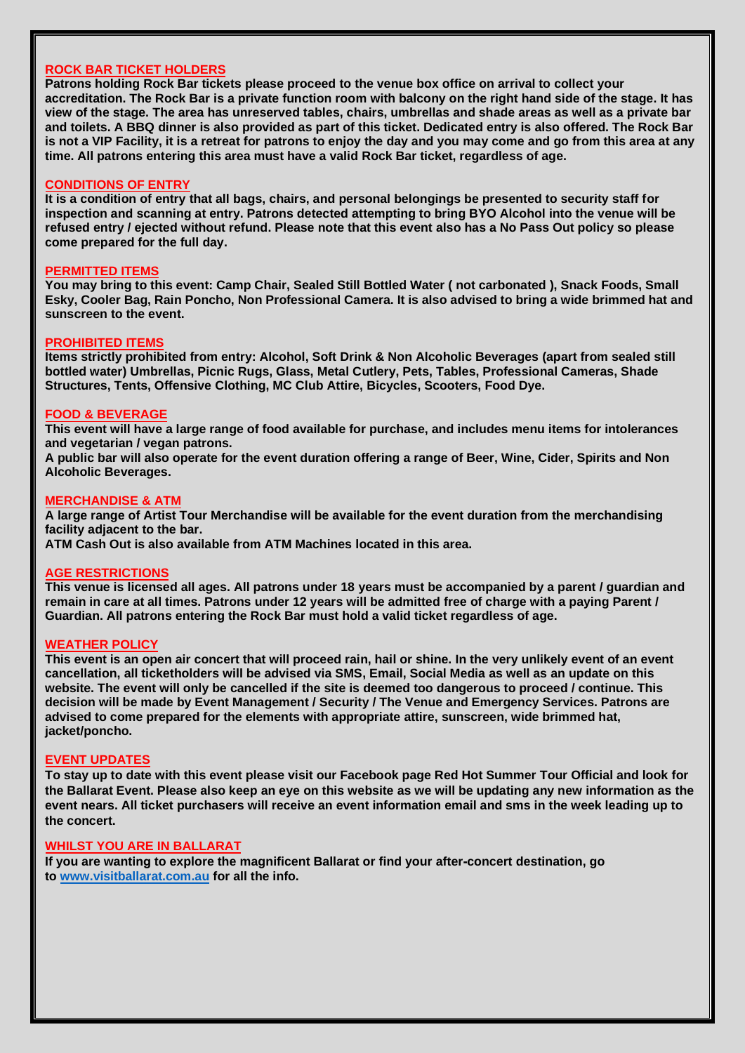## ROCK BAR TICKET HOLDERS

**Patrons holding Rock Bar tickets please proceed to the venue box office on arrival to collect your accreditation. The Rock Bar is a private function room with balcony on the right hand side of the stage. It has view of the stage. The area has unreserved tables, chairs, umbrellas and shade areas as well as a private bar and toilets. A BBQ dinner is also provided as part of this ticket. Dedicated entry is also offered. The Rock Bar is not a VIP Facility, it is a retreat for patrons to enjoy the day and you may come and go from this area at any time. All patrons entering this area must have a valid Rock Bar ticket, regardless of age.**

## CONDITIONS OF ENTRY

**It is a condition of entry that all bags, chairs, and personal belongings be presented to security staff for inspection and scanning at entry. Patrons detected attempting to bring BYO Alcohol into the venue will be refused entry / ejected without refund. Please note that this event also has a No Pass Out policy so please come prepared for the full day.**

## PERMITTED ITEMS

**You may bring to this event: Camp Chair, Sealed Still Bottled Water ( not carbonated ), Snack Foods, Small Esky, Cooler Bag, Rain Poncho, Non Professional Camera. It is also advised to bring a wide brimmed hat and sunscreen to the event.**

## PROHIBITED ITEMS

**Items strictly prohibited from entry: Alcohol, Soft Drink & Non Alcoholic Beverages (apart from sealed still bottled water) Umbrellas, Picnic Rugs, Glass, Metal Cutlery, Pets, Tables, Professional Cameras, Shade Structures, Tents, Offensive Clothing, MC Club Attire, Bicycles, Scooters, Food Dye.**

## FOOD & BEVERAGE

**This event will have a large range of food available for purchase, and includes menu items for intolerances and vegetarian / vegan patrons.**

**A public bar will also operate for the event duration offering a range of Beer, Wine, Cider, Spirits and Non Alcoholic Beverages.**

## MERCHANDISE & ATM

**A large range of Artist Tour Merchandise will be available for the event duration from the merchandising facility adjacent to the bar.**

**ATM Cash Out is also available from ATM Machines located in this area.**

## AGE RESTRICTIONS

**This venue is licensed all ages. All patrons under 18 years must be accompanied by a parent / guardian and remain in care at all times. Patrons under 12 years will be admitted free of charge with a paying Parent / Guardian. All patrons entering the Rock Bar must hold a valid ticket regardless of age.**

## WEATHER POLICY

**This event is an open air concert that will proceed rain, hail or shine. In the very unlikely event of an event cancellation, all ticketholders will be advised via SMS, Email, Social Media as well as an update on this website. The event will only be cancelled if the site is deemed too dangerous to proceed / continue. This decision will be made by Event Management / Security / The Venue and Emergency Services. Patrons are advised to come prepared for the elements with appropriate attire, sunscreen, wide brimmed hat, jacket/poncho.**

## EVENT UPDATES

**To stay up to date with this event please visit our Facebook page Red Hot Summer Tour Official and look for the Ballarat Event. Please also keep an eye on this website as we will be updating any new information as the event nears. All ticket purchasers will receive an event information email and sms in the week leading up to the concert.**

## WHILST YOU ARE IN BALLARAT

**If you are wanting to explore the magnificent Ballarat or find your after-concert destination, go to [www.visitballarat.com.au](http://www.visitballarat.com.au) for all the info.**